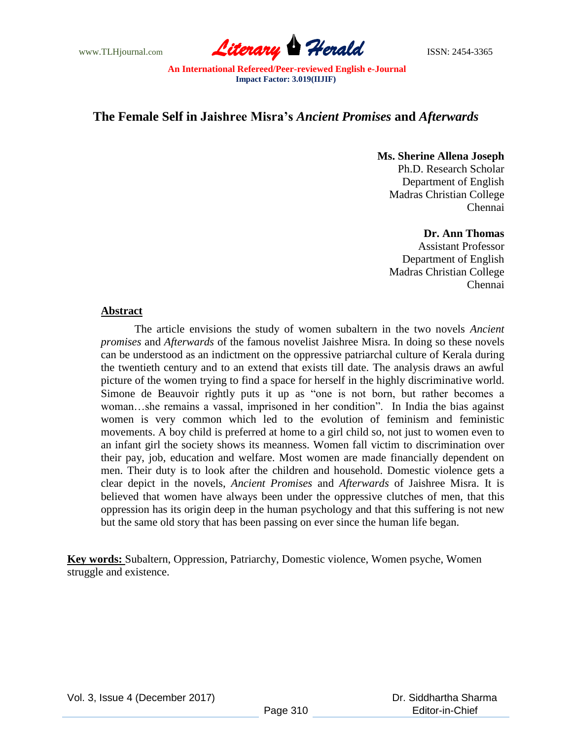# The Female Self in Jaishree Misra's *Ancient Promises* and *Afterwards*

**Ms. Sherine Allena Joseph**
Ph.D. Research Scholar
Department of English
Madras Christian College
Chennai

**Dr. Ann Thomas**
Assistant Professor
Department of English
Madras Christian College
Chennai

## Abstract

The article envisions the study of women subaltern in the two novels *Ancient promises* and *Afterwards* of the famous novelist Jaishree Misra. In doing so these novels can be understood as an indictment on the oppressive patriarchal culture of Kerala during the twentieth century and to an extend that exists till date. The analysis draws an awful picture of the women trying to find a space for herself in the highly discriminative world. Simone de Beauvoir rightly puts it up as "one is not born, but rather becomes a woman…she remains a vassal, imprisoned in her condition". In India the bias against women is very common which led to the evolution of feminism and feministic movements. A boy child is preferred at home to a girl child so, not just to women even to an infant girl the society shows its meanness. Women fall victim to discrimination over their pay, job, education and welfare. Most women are made financially dependent on men. Their duty is to look after the children and household. Domestic violence gets a clear depict in the novels, *Ancient Promises* and *Afterwards* of Jaishree Misra. It is believed that women have always been under the oppressive clutches of men, that this oppression has its origin deep in the human psychology and that this suffering is not new but the same old story that has been passing on ever since the human life began.

**Key words:** Subaltern, Oppression, Patriarchy, Domestic violence, Women psyche, Women struggle and existence.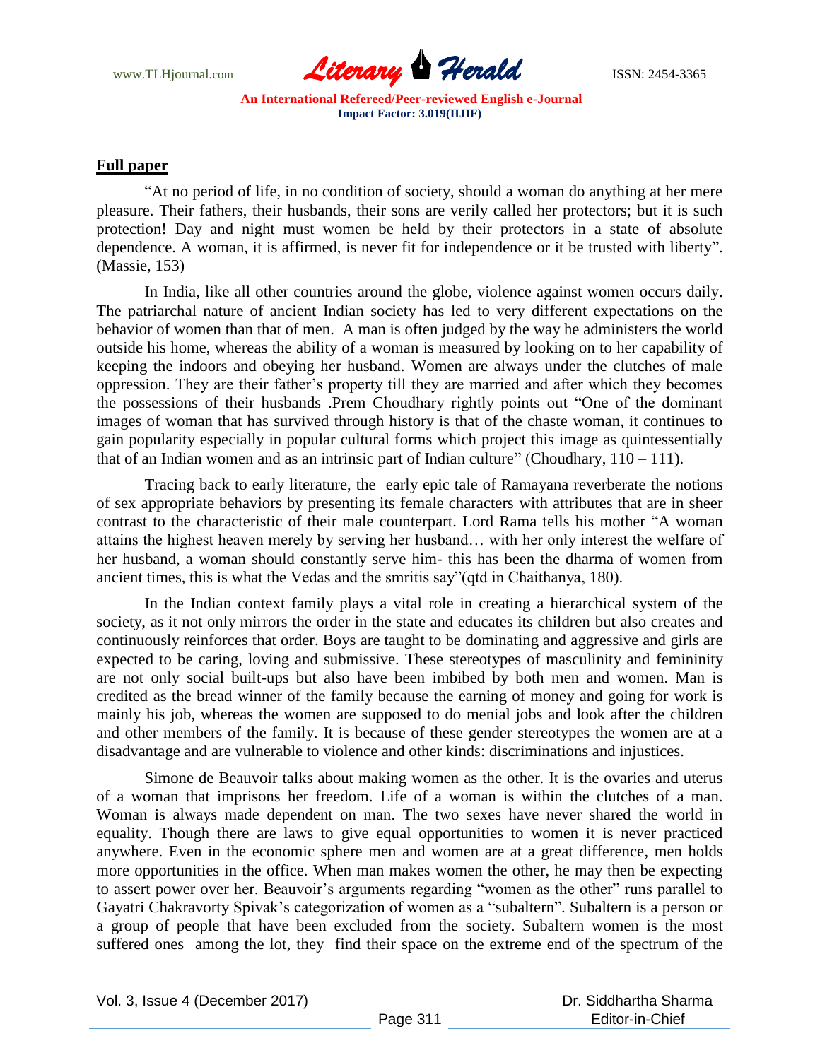## Full paper

"At no period of life, in no condition of society, should a woman do anything at her mere pleasure. Their fathers, their husbands, their sons are verily called her protectors; but it is such protection! Day and night must women be held by their protectors in a state of absolute dependence. A woman, it is affirmed, is never fit for independence or it be trusted with liberty". (Massie, 153)

In India, like all other countries around the globe, violence against women occurs daily. The patriarchal nature of ancient Indian society has led to very different expectations on the behavior of women than that of men. A man is often judged by the way he administers the world outside his home, whereas the ability of a woman is measured by looking on to her capability of keeping the indoors and obeying her husband. Women are always under the clutches of male oppression. They are their father's property till they are married and after which they becomes the possessions of their husbands .Prem Choudhary rightly points out "One of the dominant images of woman that has survived through history is that of the chaste woman, it continues to gain popularity especially in popular cultural forms which project this image as quintessentially that of an Indian women and as an intrinsic part of Indian culture" (Choudhary, 110 – 111).

Tracing back to early literature, the early epic tale of Ramayana reverberate the notions of sex appropriate behaviors by presenting its female characters with attributes that are in sheer contrast to the characteristic of their male counterpart. Lord Rama tells his mother "A woman attains the highest heaven merely by serving her husband… with her only interest the welfare of her husband, a woman should constantly serve him- this has been the dharma of women from ancient times, this is what the Vedas and the smritis say"(qtd in Chaithanya, 180).

In the Indian context family plays a vital role in creating a hierarchical system of the society, as it not only mirrors the order in the state and educates its children but also creates and continuously reinforces that order. Boys are taught to be dominating and aggressive and girls are expected to be caring, loving and submissive. These stereotypes of masculinity and femininity are not only social built-ups but also have been imbibed by both men and women. Man is credited as the bread winner of the family because the earning of money and going for work is mainly his job, whereas the women are supposed to do menial jobs and look after the children and other members of the family. It is because of these gender stereotypes the women are at a disadvantage and are vulnerable to violence and other kinds: discriminations and injustices.

Simone de Beauvoir talks about making women as the other. It is the ovaries and uterus of a woman that imprisons her freedom. Life of a woman is within the clutches of a man. Woman is always made dependent on man. The two sexes have never shared the world in equality. Though there are laws to give equal opportunities to women it is never practiced anywhere. Even in the economic sphere men and women are at a great difference, men holds more opportunities in the office. When man makes women the other, he may then be expecting to assert power over her. Beauvoir's arguments regarding "women as the other" runs parallel to Gayatri Chakravorty Spivak's categorization of women as a "subaltern". Subaltern is a person or a group of people that have been excluded from the society. Subaltern women is the most suffered ones among the lot, they find their space on the extreme end of the spectrum of the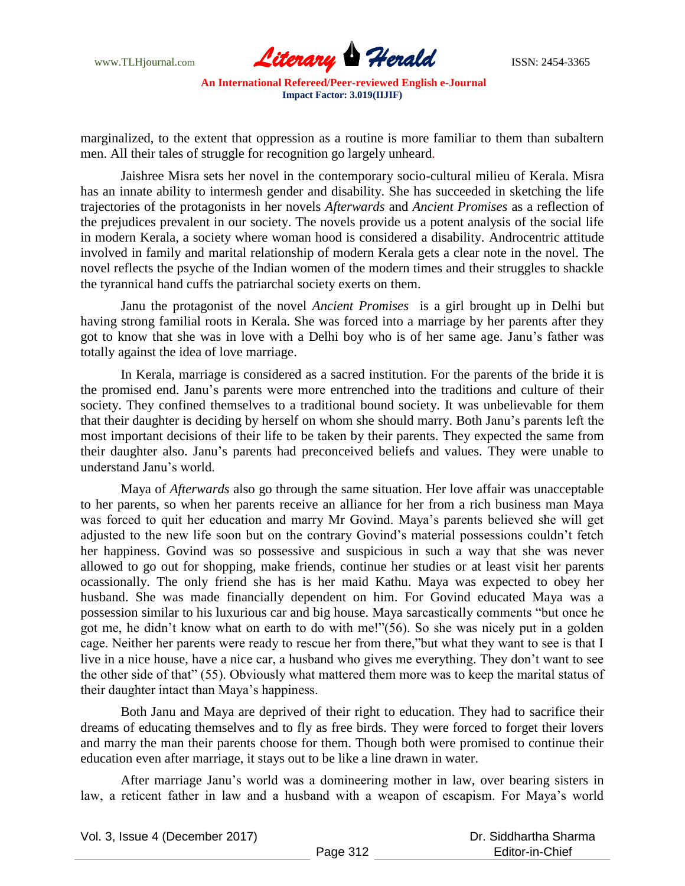marginalized, to the extent that oppression as a routine is more familiar to them than subaltern men. All their tales of struggle for recognition go largely unheard.

Jaishree Misra sets her novel in the contemporary socio-cultural milieu of Kerala. Misra has an innate ability to intermesh gender and disability. She has succeeded in sketching the life trajectories of the protagonists in her novels *Afterwards* and *Ancient Promises* as a reflection of the prejudices prevalent in our society. The novels provide us a potent analysis of the social life in modern Kerala, a society where woman hood is considered a disability. Androcentric attitude involved in family and marital relationship of modern Kerala gets a clear note in the novel. The novel reflects the psyche of the Indian women of the modern times and their struggles to shackle the tyrannical hand cuffs the patriarchal society exerts on them.

Janu the protagonist of the novel *Ancient Promises* is a girl brought up in Delhi but having strong familial roots in Kerala. She was forced into a marriage by her parents after they got to know that she was in love with a Delhi boy who is of her same age. Janu's father was totally against the idea of love marriage.

In Kerala, marriage is considered as a sacred institution. For the parents of the bride it is the promised end. Janu's parents were more entrenched into the traditions and culture of their society. They confined themselves to a traditional bound society. It was unbelievable for them that their daughter is deciding by herself on whom she should marry. Both Janu's parents left the most important decisions of their life to be taken by their parents. They expected the same from their daughter also. Janu's parents had preconceived beliefs and values. They were unable to understand Janu's world.

Maya of *Afterwards* also go through the same situation. Her love affair was unacceptable to her parents, so when her parents receive an alliance for her from a rich business man Maya was forced to quit her education and marry Mr Govind. Maya's parents believed she will get adjusted to the new life soon but on the contrary Govind's material possessions couldn't fetch her happiness. Govind was so possessive and suspicious in such a way that she was never allowed to go out for shopping, make friends, continue her studies or at least visit her parents ocassionally. The only friend she has is her maid Kathu. Maya was expected to obey her husband. She was made financially dependent on him. For Govind educated Maya was a possession similar to his luxurious car and big house. Maya sarcastically comments "but once he got me, he didn't know what on earth to do with me!"(56). So she was nicely put in a golden cage. Neither her parents were ready to rescue her from there,"but what they want to see is that I live in a nice house, have a nice car, a husband who gives me everything. They don't want to see the other side of that" (55). Obviously what mattered them more was to keep the marital status of their daughter intact than Maya's happiness.

Both Janu and Maya are deprived of their right to education. They had to sacrifice their dreams of educating themselves and to fly as free birds. They were forced to forget their lovers and marry the man their parents choose for them. Though both were promised to continue their education even after marriage, it stays out to be like a line drawn in water.

After marriage Janu's world was a domineering mother in law, over bearing sisters in law, a reticent father in law and a husband with a weapon of escapism. For Maya's world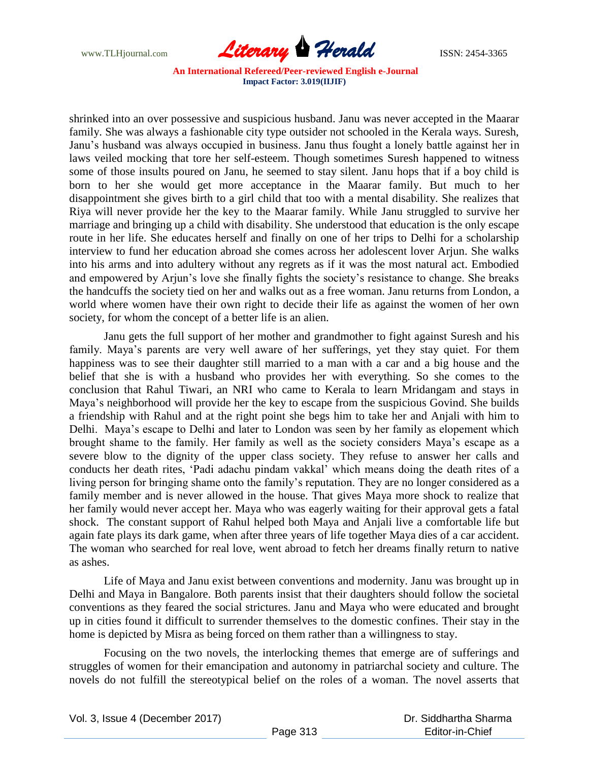shrinked into an over possessive and suspicious husband. Janu was never accepted in the Maarar family. She was always a fashionable city type outsider not schooled in the Kerala ways. Suresh, Janu's husband was always occupied in business. Janu thus fought a lonely battle against her in laws veiled mocking that tore her self-esteem. Though sometimes Suresh happened to witness some of those insults poured on Janu, he seemed to stay silent. Janu hops that if a boy child is born to her she would get more acceptance in the Maarar family. But much to her disappointment she gives birth to a girl child that too with a mental disability. She realizes that Riya will never provide her the key to the Maarar family. While Janu struggled to survive her marriage and bringing up a child with disability. She understood that education is the only escape route in her life. She educates herself and finally on one of her trips to Delhi for a scholarship interview to fund her education abroad she comes across her adolescent lover Arjun. She walks into his arms and into adultery without any regrets as if it was the most natural act. Embodied and empowered by Arjun's love she finally fights the society's resistance to change. She breaks the handcuffs the society tied on her and walks out as a free woman. Janu returns from London, a world where women have their own right to decide their life as against the women of her own society, for whom the concept of a better life is an alien.

Janu gets the full support of her mother and grandmother to fight against Suresh and his family. Maya's parents are very well aware of her sufferings, yet they stay quiet. For them happiness was to see their daughter still married to a man with a car and a big house and the belief that she is with a husband who provides her with everything. So she comes to the conclusion that Rahul Tiwari, an NRI who came to Kerala to learn Mridangam and stays in Maya's neighborhood will provide her the key to escape from the suspicious Govind. She builds a friendship with Rahul and at the right point she begs him to take her and Anjali with him to Delhi. Maya's escape to Delhi and later to London was seen by her family as elopement which brought shame to the family. Her family as well as the society considers Maya's escape as a severe blow to the dignity of the upper class society. They refuse to answer her calls and conducts her death rites, 'Padi adachu pindam vakkal' which means doing the death rites of a living person for bringing shame onto the family's reputation. They are no longer considered as a family member and is never allowed in the house. That gives Maya more shock to realize that her family would never accept her. Maya who was eagerly waiting for their approval gets a fatal shock. The constant support of Rahul helped both Maya and Anjali live a comfortable life but again fate plays its dark game, when after three years of life together Maya dies of a car accident. The woman who searched for real love, went abroad to fetch her dreams finally return to native as ashes.

Life of Maya and Janu exist between conventions and modernity. Janu was brought up in Delhi and Maya in Bangalore. Both parents insist that their daughters should follow the societal conventions as they feared the social strictures. Janu and Maya who were educated and brought up in cities found it difficult to surrender themselves to the domestic confines. Their stay in the home is depicted by Misra as being forced on them rather than a willingness to stay.

Focusing on the two novels, the interlocking themes that emerge are of sufferings and struggles of women for their emancipation and autonomy in patriarchal society and culture. The novels do not fulfill the stereotypical belief on the roles of a woman. The novel asserts that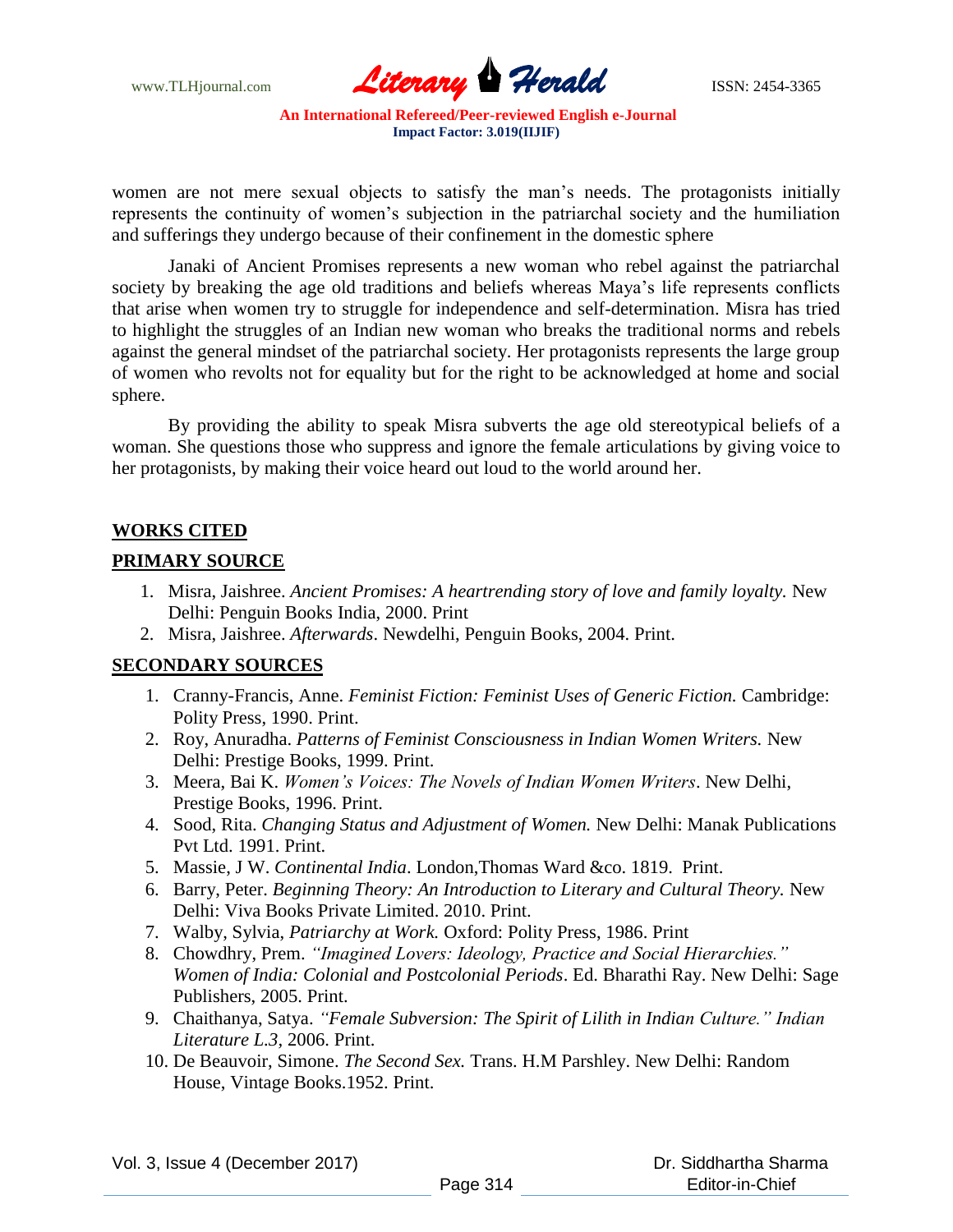women are not mere sexual objects to satisfy the man's needs. The protagonists initially represents the continuity of women's subjection in the patriarchal society and the humiliation and sufferings they undergo because of their confinement in the domestic sphere

Janaki of Ancient Promises represents a new woman who rebel against the patriarchal society by breaking the age old traditions and beliefs whereas Maya's life represents conflicts that arise when women try to struggle for independence and self-determination. Misra has tried to highlight the struggles of an Indian new woman who breaks the traditional norms and rebels against the general mindset of the patriarchal society. Her protagonists represents the large group of women who revolts not for equality but for the right to be acknowledged at home and social sphere.

By providing the ability to speak Misra subverts the age old stereotypical beliefs of a woman. She questions those who suppress and ignore the female articulations by giving voice to her protagonists, by making their voice heard out loud to the world around her.

## WORKS CITED

### PRIMARY SOURCE

1. Misra, Jaishree. *Ancient Promises: A heartrending story of love and family loyalty.* New Delhi: Penguin Books India, 2000. Print
2. Misra, Jaishree. *Afterwards*. Newdelhi, Penguin Books, 2004. Print.

### SECONDARY SOURCES

1. Cranny-Francis, Anne. *Feminist Fiction: Feminist Uses of Generic Fiction.* Cambridge: Polity Press, 1990. Print.
2. Roy, Anuradha. *Patterns of Feminist Consciousness in Indian Women Writers.* New Delhi: Prestige Books, 1999. Print.
3. Meera, Bai K. *Women's Voices: The Novels of Indian Women Writers*. New Delhi, Prestige Books, 1996. Print.
4. Sood, Rita. *Changing Status and Adjustment of Women.* New Delhi: Manak Publications Pvt Ltd. 1991. Print.
5. Massie, J W. *Continental India*. London,Thomas Ward &co. 1819. Print.
6. Barry, Peter. *Beginning Theory: An Introduction to Literary and Cultural Theory.* New Delhi: Viva Books Private Limited. 2010. Print.
7. Walby, Sylvia, *Patriarchy at Work.* Oxford: Polity Press, 1986. Print
8. Chowdhry, Prem. *"Imagined Lovers: Ideology, Practice and Social Hierarchies." Women of India: Colonial and Postcolonial Periods*. Ed. Bharathi Ray. New Delhi: Sage Publishers, 2005. Print.
9. Chaithanya, Satya. *"Female Subversion: The Spirit of Lilith in Indian Culture." Indian Literature L.3*, 2006. Print.
10. De Beauvoir, Simone. *The Second Sex.* Trans. H.M Parshley. New Delhi: Random House, Vintage Books.1952. Print.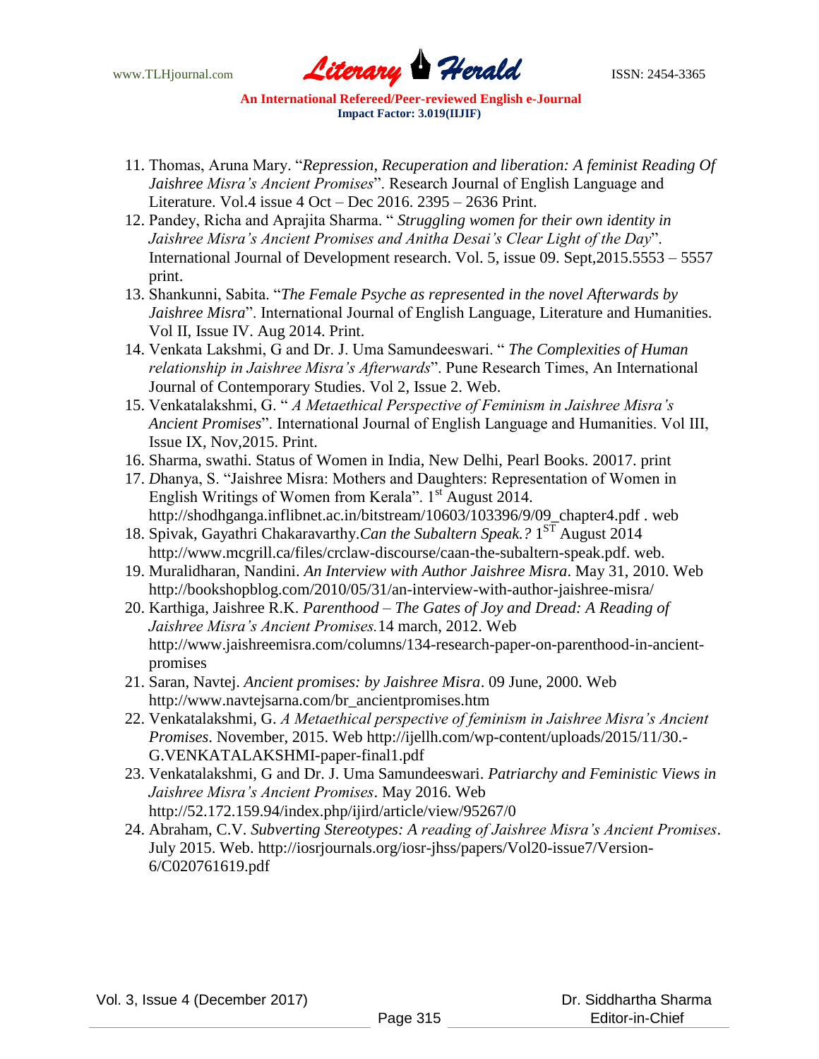11. Thomas, Aruna Mary. "*Repression, Recuperation and liberation: A feminist Reading Of Jaishree Misra's Ancient Promises*". Research Journal of English Language and Literature. Vol.4 issue 4 Oct – Dec 2016. 2395 – 2636 Print.
12. Pandey, Richa and Aprajita Sharma. " *Struggling women for their own identity in Jaishree Misra's Ancient Promises and Anitha Desai's Clear Light of the Day*". International Journal of Development research. Vol. 5, issue 09. Sept,2015.5553 – 5557 print.
13. Shankunni, Sabita. "*The Female Psyche as represented in the novel Afterwards by Jaishree Misra*". International Journal of English Language, Literature and Humanities. Vol II, Issue IV. Aug 2014. Print.
14. Venkata Lakshmi, G and Dr. J. Uma Samundeeswari. " *The Complexities of Human relationship in Jaishree Misra's Afterwards*". Pune Research Times, An International Journal of Contemporary Studies. Vol 2, Issue 2. Web.
15. Venkatalakshmi, G. " *A Metaethical Perspective of Feminism in Jaishree Misra's Ancient Promises*". International Journal of English Language and Humanities. Vol III, Issue IX, Nov,2015. Print.
16. Sharma, swathi. Status of Women in India, New Delhi, Pearl Books. 20017. print
17. *D*hanya, S. "Jaishree Misra: Mothers and Daughters: Representation of Women in English Writings of Women from Kerala". 1st August 2014. http://shodhganga.inflibnet.ac.in/bitstream/10603/103396/9/09_chapter4.pdf . web
18. Spivak, Gayathri Chakaravarthy.*Can the Subaltern Speak.?* 1ST August 2014 http://www.mcgrill.ca/files/crclaw-discourse/caan-the-subaltern-speak.pdf. web.
19. Muralidharan, Nandini. *An Interview with Author Jaishree Misra*. May 31, 2010. Web http://bookshopblog.com/2010/05/31/an-interview-with-author-jaishree-misra/
20. Karthiga, Jaishree R.K. *Parenthood – The Gates of Joy and Dread: A Reading of Jaishree Misra's Ancient Promises.*14 march, 2012. Web http://www.jaishreemisra.com/columns/134-research-paper-on-parenthood-in-ancient-promises
21. Saran, Navtej. *Ancient promises: by Jaishree Misra*. 09 June, 2000. Web http://www.navtejsarna.com/br_ancientpromises.htm
22. Venkatalakshmi, G. *A Metaethical perspective of feminism in Jaishree Misra's Ancient Promises*. November, 2015. Web http://ijellh.com/wp-content/uploads/2015/11/30.-G.VENKATALAKSHMI-paper-final1.pdf
23. Venkatalakshmi, G and Dr. J. Uma Samundeeswari. *Patriarchy and Feministic Views in Jaishree Misra's Ancient Promises*. May 2016. Web http://52.172.159.94/index.php/ijird/article/view/95267/0
24. Abraham, C.V. *Subverting Stereotypes: A reading of Jaishree Misra's Ancient Promises*. July 2015. Web. http://iosrjournals.org/iosr-jhss/papers/Vol20-issue7/Version-6/C020761619.pdf